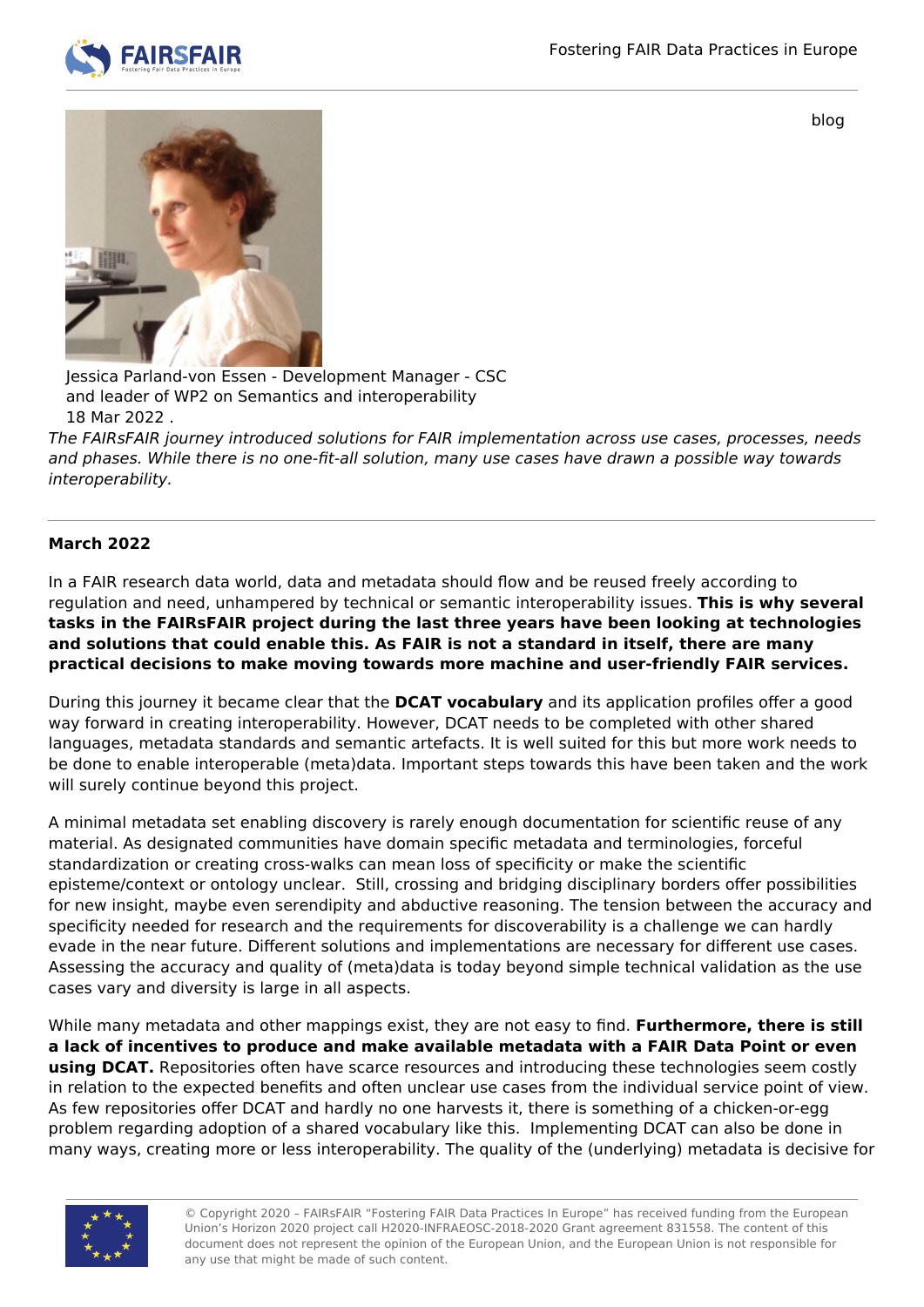blog

Jessica Parland-von Essen - Development Manager - CSC and leader of WP2 on Semantics and interoperability
18 Mar 2022 .

*The FAIRsFAIR journey introduced solutions for FAIR implementation across use cases, processes, needs and phases. While there is no one-fit-all solution, many use cases have drawn a possible way towards interoperability.*

---

**March 2022**

In a FAIR research data world, data and metadata should flow and be reused freely according to regulation and need, unhampered by technical or semantic interoperability issues. **This is why several tasks in the FAIRsFAIR project during the last three years have been looking at technologies and solutions that could enable this. As FAIR is not a standard in itself, there are many practical decisions to make moving towards more machine and user-friendly FAIR services.**

During this journey it became clear that the **DCAT vocabulary** and its application profiles offer a good way forward in creating interoperability. However, DCAT needs to be completed with other shared languages, metadata standards and semantic artefacts. It is well suited for this but more work needs to be done to enable interoperable (meta)data. Important steps towards this have been taken and the work will surely continue beyond this project.

A minimal metadata set enabling discovery is rarely enough documentation for scientific reuse of any material. As designated communities have domain specific metadata and terminologies, forceful standardization or creating cross-walks can mean loss of specificity or make the scientific episteme/context or ontology unclear.  Still, crossing and bridging disciplinary borders offer possibilities for new insight, maybe even serendipity and abductive reasoning. The tension between the accuracy and specificity needed for research and the requirements for discoverability is a challenge we can hardly evade in the near future. Different solutions and implementations are necessary for different use cases. Assessing the accuracy and quality of (meta)data is today beyond simple technical validation as the use cases vary and diversity is large in all aspects.

While many metadata and other mappings exist, they are not easy to find. **Furthermore, there is still a lack of incentives to produce and make available metadata with a FAIR Data Point or even using DCAT.** Repositories often have scarce resources and introducing these technologies seem costly in relation to the expected benefits and often unclear use cases from the individual service point of view. As few repositories offer DCAT and hardly no one harvests it, there is something of a chicken-or-egg problem regarding adoption of a shared vocabulary like this.  Implementing DCAT can also be done in many ways, creating more or less interoperability. The quality of the (underlying) metadata is decisive for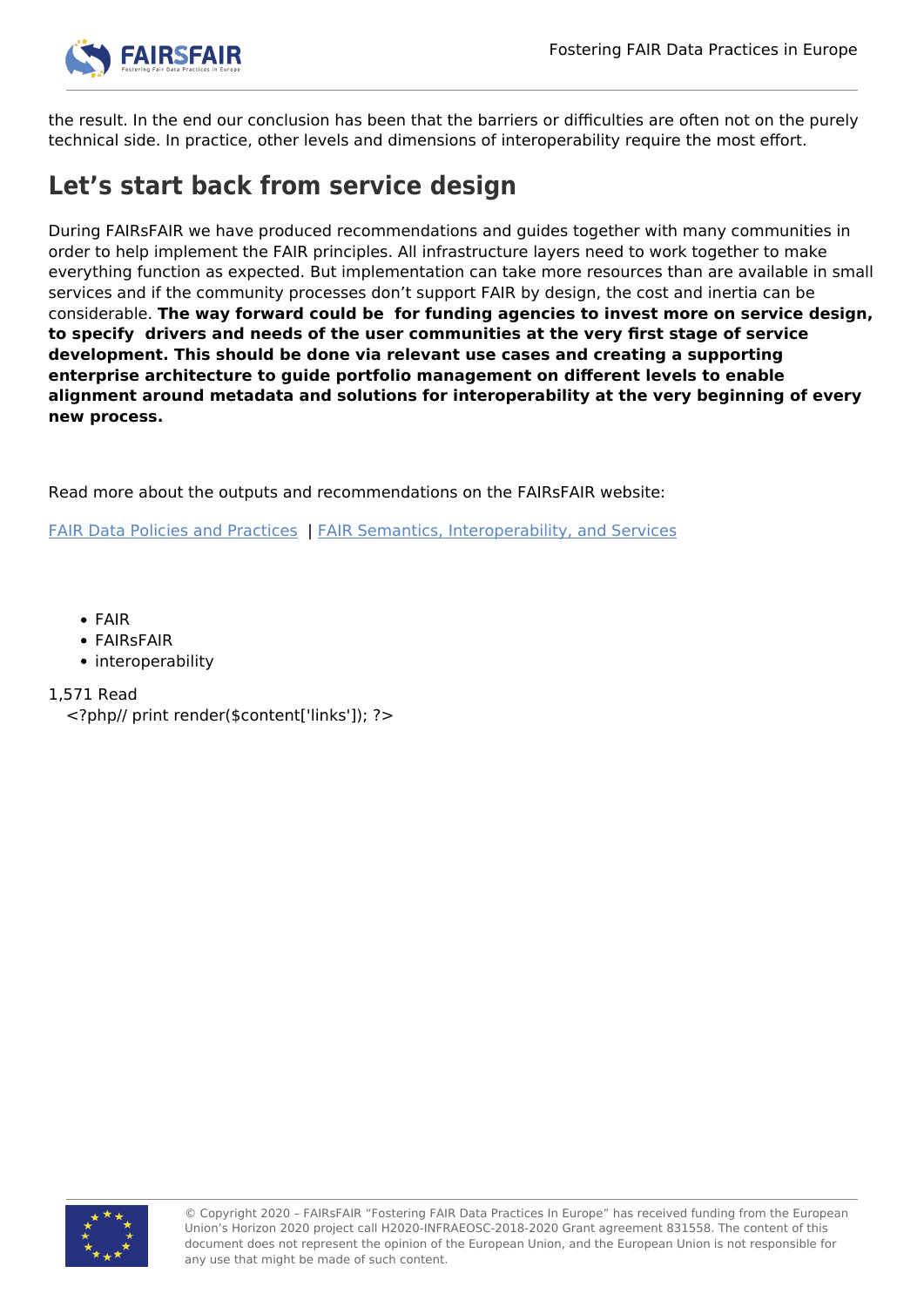the result. In the end our conclusion has been that the barriers or difficulties are often not on the purely technical side. In practice, other levels and dimensions of interoperability require the most effort.

## Let's start back from service design

During FAIRsFAIR we have produced recommendations and guides together with many communities in order to help implement the FAIR principles. All infrastructure layers need to work together to make everything function as expected. But implementation can take more resources than are available in small services and if the community processes don't support FAIR by design, the cost and inertia can be considerable. **The way forward could be for funding agencies to invest more on service design, to specify drivers and needs of the user communities at the very first stage of service development. This should be done via relevant use cases and creating a supporting enterprise architecture to guide portfolio management on different levels to enable alignment around metadata and solutions for interoperability at the very beginning of every new process.**

Read more about the outputs and recommendations on the FAIRsFAIR website:

FAIR Data Policies and Practices | FAIR Semantics, Interoperability, and Services

- FAIR
- FAIRsFAIR
- interoperability

1,571 Read

<?php// print render($content['links']); ?>